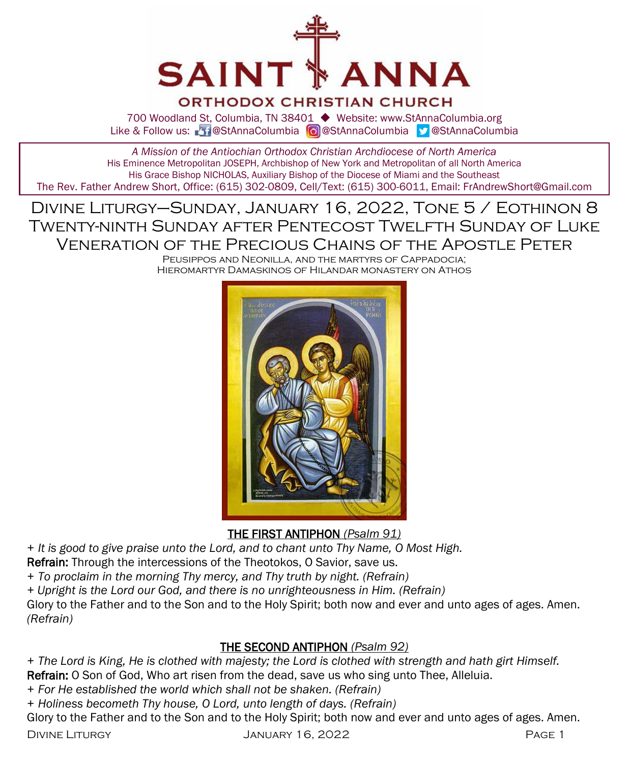# SAINT ANNA

## ORTHODOX CHRISTIAN CHURCH

700 Woodland St, Columbia, TN 38401 ◆ Website: www.StAnnaColumbia.org
Like & Follow us: @StAnnaColumbia @StAnnaColumbia @StAnnaColumbia

*A Mission of the Antiochian Orthodox Christian Archdiocese of North America*
His Eminence Metropolitan JOSEPH, Archbishop of New York and Metropolitan of all North America
His Grace Bishop NICHOLAS, Auxiliary Bishop of the Diocese of Miami and the Southeast
The Rev. Father Andrew Short, Office: (615) 302-0809, Cell/Text: (615) 300-6011, Email: FrAndrewShort@Gmail.com

# Divine Liturgy—Sunday, January 16, 2022, Tone 5 / Eothinon 8
## Twenty-ninth Sunday after Pentecost Twelfth Sunday of Luke
## Veneration of the Precious Chains of the Apostle Peter

Peusippos and Neonilla, and the martyrs of Cappadocia;
Hieromartyr Damaskinos of Hilandar monastery on Athos

### THE FIRST ANTIPHON *(Psalm 91)*

+ *It is good to give praise unto the Lord, and to chant unto Thy Name, O Most High.*
**Refrain:** Through the intercessions of the Theotokos, O Savior, save us.
+ *To proclaim in the morning Thy mercy, and Thy truth by night. (Refrain)*
+ *Upright is the Lord our God, and there is no unrighteousness in Him. (Refrain)*
Glory to the Father and to the Son and to the Holy Spirit; both now and ever and unto ages of ages. Amen. *(Refrain)*

### THE SECOND ANTIPHON *(Psalm 92)*

+ *The Lord is King, He is clothed with majesty; the Lord is clothed with strength and hath girt Himself.*
**Refrain:** O Son of God, Who art risen from the dead, save us who sing unto Thee, Alleluia.
+ *For He established the world which shall not be shaken. (Refrain)*
+ *Holiness becometh Thy house, O Lord, unto length of days. (Refrain)*
Glory to the Father and to the Son and to the Holy Spirit; both now and ever and unto ages of ages. Amen.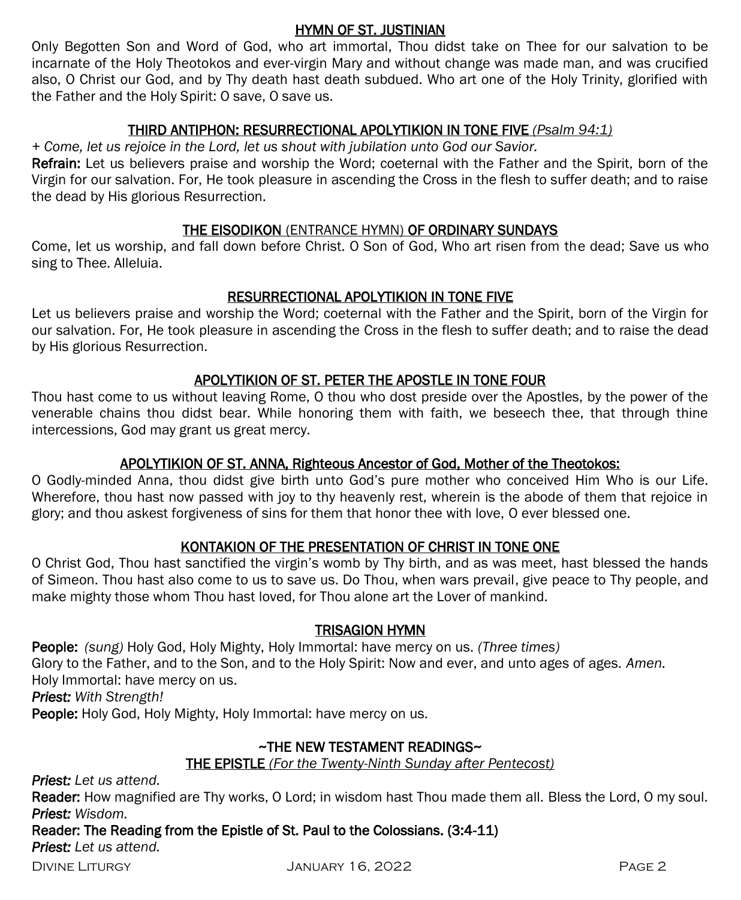## HYMN OF ST. JUSTINIAN

Only Begotten Son and Word of God, who art immortal, Thou didst take on Thee for our salvation to be incarnate of the Holy Theotokos and ever-virgin Mary and without change was made man, and was crucified also, O Christ our God, and by Thy death hast death subdued. Who art one of the Holy Trinity, glorified with the Father and the Holy Spirit: O save, O save us.

## THIRD ANTIPHON: RESURRECTIONAL APOLYTIKION IN TONE FIVE *(Psalm 94:1)*

*+ Come, let us rejoice in the Lord, let us shout with jubilation unto God our Savior.*

**Refrain:** Let us believers praise and worship the Word; coeternal with the Father and the Spirit, born of the Virgin for our salvation. For, He took pleasure in ascending the Cross in the flesh to suffer death; and to raise the dead by His glorious Resurrection.

## THE EISODIKON (ENTRANCE HYMN) OF ORDINARY SUNDAYS

Come, let us worship, and fall down before Christ. O Son of God, Who art risen from the dead; Save us who sing to Thee. Alleluia.

## RESURRECTIONAL APOLYTIKION IN TONE FIVE

Let us believers praise and worship the Word; coeternal with the Father and the Spirit, born of the Virgin for our salvation. For, He took pleasure in ascending the Cross in the flesh to suffer death; and to raise the dead by His glorious Resurrection.

## APOLYTIKION OF ST. PETER THE APOSTLE IN TONE FOUR

Thou hast come to us without leaving Rome, O thou who dost preside over the Apostles, by the power of the venerable chains thou didst bear. While honoring them with faith, we beseech thee, that through thine intercessions, God may grant us great mercy.

## APOLYTIKION OF ST. ANNA, Righteous Ancestor of God, Mother of the Theotokos:

O Godly-minded Anna, thou didst give birth unto God's pure mother who conceived Him Who is our Life. Wherefore, thou hast now passed with joy to thy heavenly rest, wherein is the abode of them that rejoice in glory; and thou askest forgiveness of sins for them that honor thee with love, O ever blessed one.

## KONTAKION OF THE PRESENTATION OF CHRIST IN TONE ONE

O Christ God, Thou hast sanctified the virgin's womb by Thy birth, and as was meet, hast blessed the hands of Simeon. Thou hast also come to us to save us. Do Thou, when wars prevail, give peace to Thy people, and make mighty those whom Thou hast loved, for Thou alone art the Lover of mankind.

## TRISAGION HYMN

**People:** *(sung)* Holy God, Holy Mighty, Holy Immortal: have mercy on us. *(Three times)*
Glory to the Father, and to the Son, and to the Holy Spirit: Now and ever, and unto ages of ages. *Amen.*
Holy Immortal: have mercy on us.
***Priest:*** *With Strength!*
**People:** Holy God, Holy Mighty, Holy Immortal: have mercy on us.

## ~THE NEW TESTAMENT READINGS~

### THE EPISTLE *(For the Twenty-Ninth Sunday after Pentecost)*

***Priest:*** *Let us attend.*
**Reader:** How magnified are Thy works, O Lord; in wisdom hast Thou made them all. Bless the Lord, O my soul.
***Priest:*** *Wisdom.*
**Reader: The Reading from the Epistle of St. Paul to the Colossians. (3:4-11)**
***Priest:*** *Let us attend.*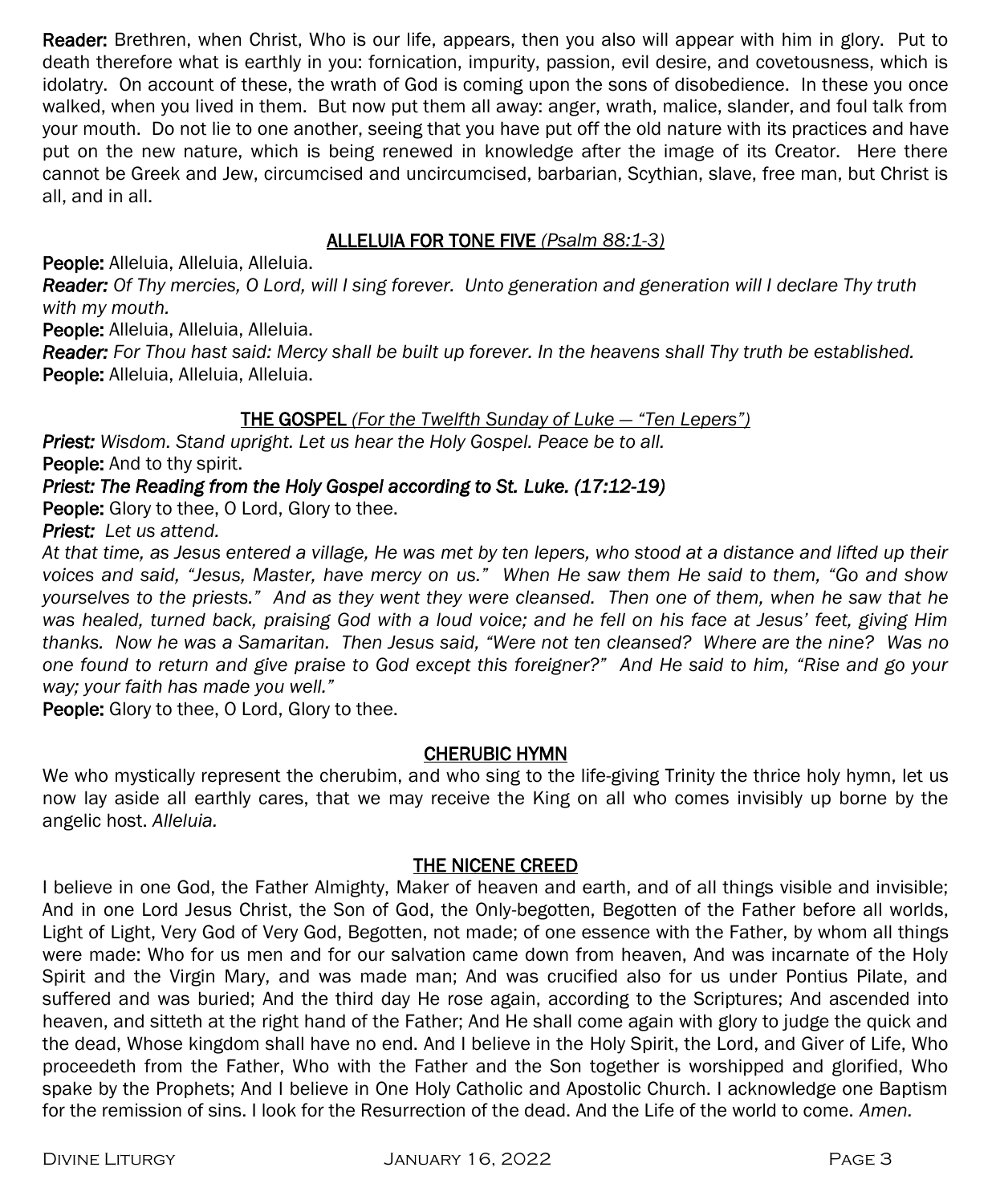**Reader:** Brethren, when Christ, Who is our life, appears, then you also will appear with him in glory. Put to death therefore what is earthly in you: fornication, impurity, passion, evil desire, and covetousness, which is idolatry. On account of these, the wrath of God is coming upon the sons of disobedience. In these you once walked, when you lived in them. But now put them all away: anger, wrath, malice, slander, and foul talk from your mouth. Do not lie to one another, seeing that you have put off the old nature with its practices and have put on the new nature, which is being renewed in knowledge after the image of its Creator. Here there cannot be Greek and Jew, circumcised and uncircumcised, barbarian, Scythian, slave, free man, but Christ is all, and in all.

## ALLELUIA FOR TONE FIVE *(Psalm 88:1-3)*

**People:** Alleluia, Alleluia, Alleluia.

***Reader:*** *Of Thy mercies, O Lord, will I sing forever. Unto generation and generation will I declare Thy truth with my mouth.*

**People:** Alleluia, Alleluia, Alleluia.

***Reader:*** *For Thou hast said: Mercy shall be built up forever. In the heavens shall Thy truth be established.*

**People:** Alleluia, Alleluia, Alleluia.

## THE GOSPEL *(For the Twelfth Sunday of Luke — "Ten Lepers")*

***Priest:*** *Wisdom. Stand upright. Let us hear the Holy Gospel. Peace be to all.*

**People:** And to thy spirit.

***Priest: The Reading from the Holy Gospel according to St. Luke. (17:12-19)***

**People:** Glory to thee, O Lord, Glory to thee.

***Priest:*** *Let us attend.*

*At that time, as Jesus entered a village, He was met by ten lepers, who stood at a distance and lifted up their voices and said, "Jesus, Master, have mercy on us." When He saw them He said to them, "Go and show yourselves to the priests." And as they went they were cleansed. Then one of them, when he saw that he was healed, turned back, praising God with a loud voice; and he fell on his face at Jesus' feet, giving Him thanks. Now he was a Samaritan. Then Jesus said, "Were not ten cleansed? Where are the nine? Was no one found to return and give praise to God except this foreigner?" And He said to him, "Rise and go your way; your faith has made you well."*

**People:** Glory to thee, O Lord, Glory to thee.

## CHERUBIC HYMN

We who mystically represent the cherubim, and who sing to the life-giving Trinity the thrice holy hymn, let us now lay aside all earthly cares, that we may receive the King on all who comes invisibly up borne by the angelic host. *Alleluia.*

## THE NICENE CREED

I believe in one God, the Father Almighty, Maker of heaven and earth, and of all things visible and invisible; And in one Lord Jesus Christ, the Son of God, the Only-begotten, Begotten of the Father before all worlds, Light of Light, Very God of Very God, Begotten, not made; of one essence with the Father, by whom all things were made: Who for us men and for our salvation came down from heaven, And was incarnate of the Holy Spirit and the Virgin Mary, and was made man; And was crucified also for us under Pontius Pilate, and suffered and was buried; And the third day He rose again, according to the Scriptures; And ascended into heaven, and sitteth at the right hand of the Father; And He shall come again with glory to judge the quick and the dead, Whose kingdom shall have no end. And I believe in the Holy Spirit, the Lord, and Giver of Life, Who proceedeth from the Father, Who with the Father and the Son together is worshipped and glorified, Who spake by the Prophets; And I believe in One Holy Catholic and Apostolic Church. I acknowledge one Baptism for the remission of sins. I look for the Resurrection of the dead. And the Life of the world to come. *Amen.*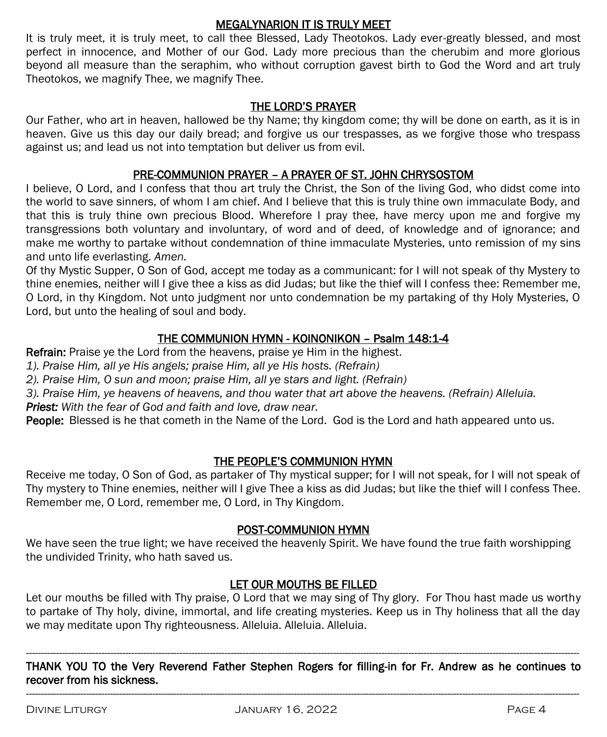## MEGALYNARION IT IS TRULY MEET

It is truly meet, it is truly meet, to call thee Blessed, Lady Theotokos. Lady ever-greatly blessed, and most perfect in innocence, and Mother of our God. Lady more precious than the cherubim and more glorious beyond all measure than the seraphim, who without corruption gavest birth to God the Word and art truly Theotokos, we magnify Thee, we magnify Thee.

## THE LORD'S PRAYER

Our Father, who art in heaven, hallowed be thy Name; thy kingdom come; thy will be done on earth, as it is in heaven. Give us this day our daily bread; and forgive us our trespasses, as we forgive those who trespass against us; and lead us not into temptation but deliver us from evil.

## PRE-COMMUNION PRAYER – A PRAYER OF ST. JOHN CHRYSOSTOM

I believe, O Lord, and I confess that thou art truly the Christ, the Son of the living God, who didst come into the world to save sinners, of whom I am chief. And I believe that this is truly thine own immaculate Body, and that this is truly thine own precious Blood. Wherefore I pray thee, have mercy upon me and forgive my transgressions both voluntary and involuntary, of word and of deed, of knowledge and of ignorance; and make me worthy to partake without condemnation of thine immaculate Mysteries, unto remission of my sins and unto life everlasting. *Amen.*

Of thy Mystic Supper, O Son of God, accept me today as a communicant: for I will not speak of thy Mystery to thine enemies, neither will I give thee a kiss as did Judas; but like the thief will I confess thee: Remember me, O Lord, in thy Kingdom. Not unto judgment nor unto condemnation be my partaking of thy Holy Mysteries, O Lord, but unto the healing of soul and body.

## THE COMMUNION HYMN - KOINONIKON – Psalm 148:1-4

**Refrain:** Praise ye the Lord from the heavens, praise ye Him in the highest.

*1). Praise Him, all ye His angels; praise Him, all ye His hosts. (Refrain)*

*2). Praise Him, O sun and moon; praise Him, all ye stars and light. (Refrain)*

*3). Praise Him, ye heavens of heavens, and thou water that art above the heavens. (Refrain) Alleluia.*

***Priest:*** *With the fear of God and faith and love, draw near.*

**People:** Blessed is he that cometh in the Name of the Lord. God is the Lord and hath appeared unto us.

## THE PEOPLE'S COMMUNION HYMN

Receive me today, O Son of God, as partaker of Thy mystical supper; for I will not speak, for I will not speak of Thy mystery to Thine enemies, neither will I give Thee a kiss as did Judas; but like the thief will I confess Thee. Remember me, O Lord, remember me, O Lord, in Thy Kingdom.

## POST-COMMUNION HYMN

We have seen the true light; we have received the heavenly Spirit. We have found the true faith worshipping the undivided Trinity, who hath saved us.

## LET OUR MOUTHS BE FILLED

Let our mouths be filled with Thy praise, O Lord that we may sing of Thy glory. For Thou hast made us worthy to partake of Thy holy, divine, immortal, and life creating mysteries. Keep us in Thy holiness that all the day we may meditate upon Thy righteousness. Alleluia. Alleluia. Alleluia.

---

**THANK YOU TO the Very Reverend Father Stephen Rogers for filling-in for Fr. Andrew as he continues to recover from his sickness.**

---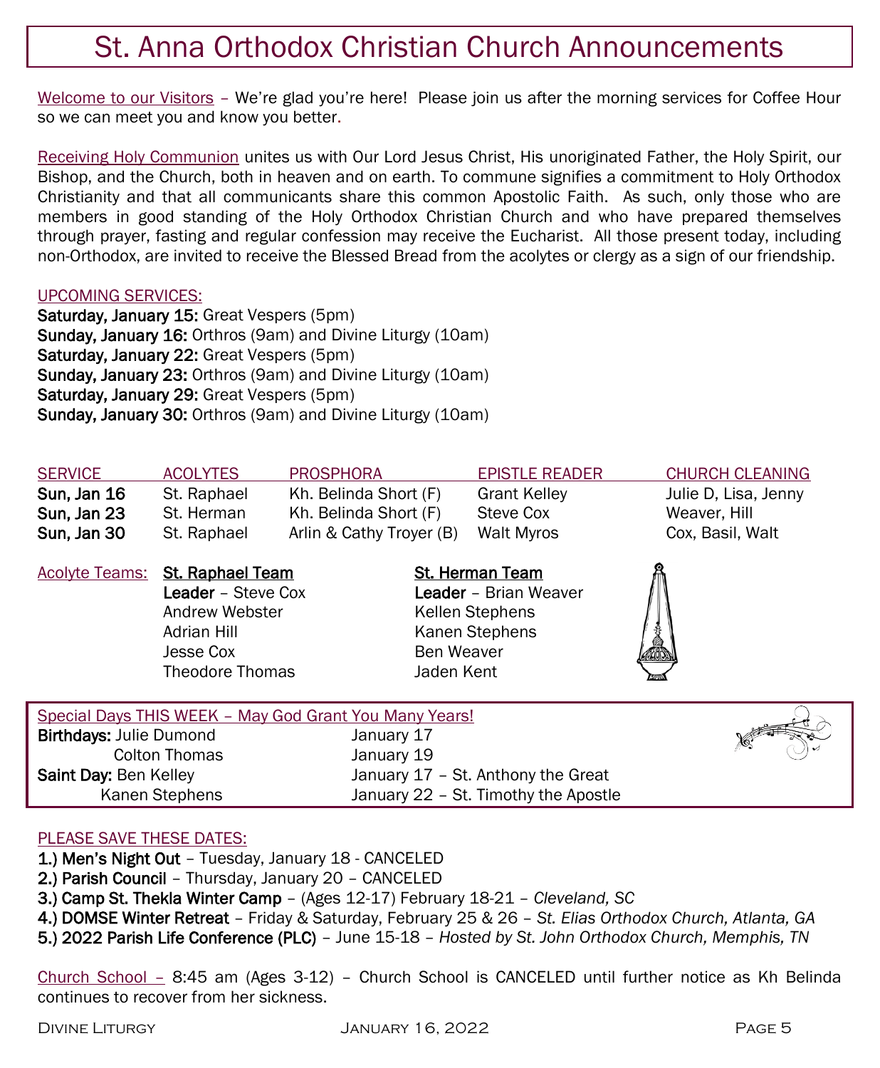# St. Anna Orthodox Christian Church Announcements

Welcome to our Visitors – We're glad you're here! Please join us after the morning services for Coffee Hour so we can meet you and know you better.

Receiving Holy Communion unites us with Our Lord Jesus Christ, His unoriginated Father, the Holy Spirit, our Bishop, and the Church, both in heaven and on earth. To commune signifies a commitment to Holy Orthodox Christianity and that all communicants share this common Apostolic Faith. As such, only those who are members in good standing of the Holy Orthodox Christian Church and who have prepared themselves through prayer, fasting and regular confession may receive the Eucharist. All those present today, including non-Orthodox, are invited to receive the Blessed Bread from the acolytes or clergy as a sign of our friendship.

UPCOMING SERVICES:

**Saturday, January 15:** Great Vespers (5pm)
**Sunday, January 16:** Orthros (9am) and Divine Liturgy (10am)
**Saturday, January 22:** Great Vespers (5pm)
**Sunday, January 23:** Orthros (9am) and Divine Liturgy (10am)
**Saturday, January 29:** Great Vespers (5pm)
**Sunday, January 30:** Orthros (9am) and Divine Liturgy (10am)

| SERVICE | ACOLYTES | PROSPHORA | EPISTLE READER | CHURCH CLEANING |
|---|---|---|---|---|
| **Sun, Jan 16** | St. Raphael | Kh. Belinda Short (F) | Grant Kelley | Julie D, Lisa, Jenny |
| **Sun, Jan 23** | St. Herman | Kh. Belinda Short (F) | Steve Cox | Weaver, Hill |
| **Sun, Jan 30** | St. Raphael | Arlin & Cathy Troyer (B) | Walt Myros | Cox, Basil, Walt |

Acolyte Teams:

**St. Raphael Team**
**Leader** – Steve Cox
Andrew Webster
Adrian Hill
Jesse Cox
Theodore Thomas

**St. Herman Team**
**Leader** – Brian Weaver
Kellen Stephens
Kanen Stephens
Ben Weaver
Jaden Kent

Special Days THIS WEEK – May God Grant You Many Years!

**Birthdays:** Julie Dumond – January 17
Colton Thomas – January 19
**Saint Day:** Ben Kelley – January 17 – St. Anthony the Great
Kanen Stephens – January 22 – St. Timothy the Apostle

PLEASE SAVE THESE DATES:

1.) **Men's Night Out** – Tuesday, January 18 - CANCELED
2.) **Parish Council** – Thursday, January 20 – CANCELED
3.) **Camp St. Thekla Winter Camp** – (Ages 12-17) February 18-21 – *Cleveland, SC*
4.) **DOMSE Winter Retreat** – Friday & Saturday, February 25 & 26 – *St. Elias Orthodox Church, Atlanta, GA*
5.) **2022 Parish Life Conference (PLC)** – June 15-18 – *Hosted by St. John Orthodox Church, Memphis, TN*

Church School – 8:45 am (Ages 3-12) – Church School is CANCELED until further notice as Kh Belinda continues to recover from her sickness.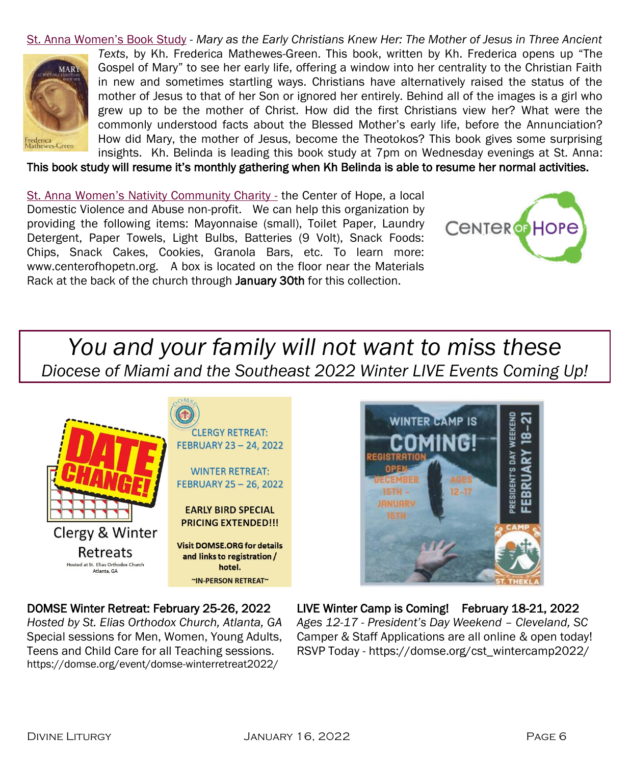St. Anna Women's Book Study - *Mary as the Early Christians Knew Her: The Mother of Jesus in Three Ancient Texts*, by Kh. Frederica Mathewes-Green. This book, written by Kh. Frederica opens up "The Gospel of Mary" to see her early life, offering a window into her centrality to the Christian Faith in new and sometimes startling ways. Christians have alternatively raised the status of the mother of Jesus to that of her Son or ignored her entirely. Behind all of the images is a girl who grew up to be the mother of Christ. How did the first Christians view her? What were the commonly understood facts about the Blessed Mother's early life, before the Annunciation? How did Mary, the mother of Jesus, become the Theotokos? This book gives some surprising insights. Kh. Belinda is leading this book study at 7pm on Wednesday evenings at St. Anna: **This book study will resume it's monthly gathering when Kh Belinda is able to resume her normal activities.**

St. Anna Women's Nativity Community Charity - the Center of Hope, a local Domestic Violence and Abuse non-profit. We can help this organization by providing the following items: Mayonnaise (small), Toilet Paper, Laundry Detergent, Paper Towels, Light Bulbs, Batteries (9 Volt), Snack Foods: Chips, Snack Cakes, Cookies, Granola Bars, etc. To learn more: www.centerofhopetn.org. A box is located on the floor near the Materials Rack at the back of the church through **January 30th** for this collection.

# *You and your family will not want to miss these*

## *Diocese of Miami and the Southeast 2022 Winter LIVE Events Coming Up!*

DATE CHANGE!

Clergy & Winter Retreats

Hosted at St. Elias Orthodox Church Atlanta, GA

CLERGY RETREAT: FEBRUARY 23 – 24, 2022

WINTER RETREAT: FEBRUARY 25 – 26, 2022

**EARLY BIRD SPECIAL PRICING EXTENDED!!!**

**Visit DOMSE.ORG for details and links to registration / hotel.**

**~IN-PERSON RETREAT~**

WINTER CAMP IS COMING!

REGISTRATION OPEN DECEMBER 15TH – JANUARY 15TH

AGES 12-17

PRESIDENT'S DAY WEEKEND FEBRUARY 18–21

CAMP ST. THEKLA

**DOMSE Winter Retreat: February 25-26, 2022**

*Hosted by St. Elias Orthodox Church, Atlanta, GA*

Special sessions for Men, Women, Young Adults, Teens and Child Care for all Teaching sessions.

https://domse.org/event/domse-winterretreat2022/

**LIVE Winter Camp is Coming! February 18-21, 2022**

*Ages 12-17 - President's Day Weekend – Cleveland, SC*

Camper & Staff Applications are all online & open today!

RSVP Today - https://domse.org/cst_wintercamp2022/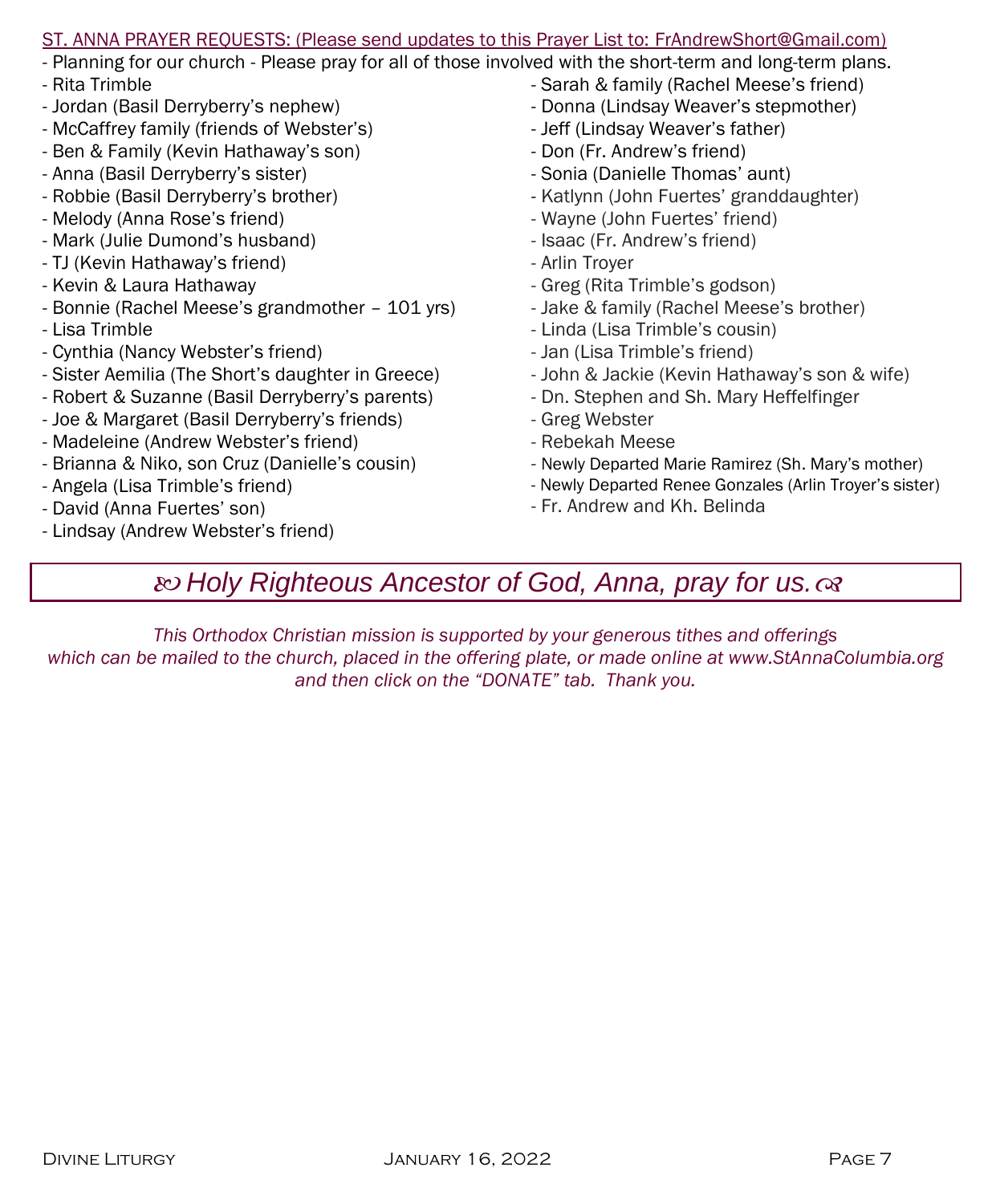ST. ANNA PRAYER REQUESTS: (Please send updates to this Prayer List to: FrAndrewShort@Gmail.com)

- Planning for our church - Please pray for all of those involved with the short-term and long-term plans.
- Rita Trimble
- Jordan (Basil Derryberry's nephew)
- McCaffrey family (friends of Webster's)
- Ben & Family (Kevin Hathaway's son)
- Anna (Basil Derryberry's sister)
- Robbie (Basil Derryberry's brother)
- Melody (Anna Rose's friend)
- Mark (Julie Dumond's husband)
- TJ (Kevin Hathaway's friend)
- Kevin & Laura Hathaway
- Bonnie (Rachel Meese's grandmother – 101 yrs)
- Lisa Trimble
- Cynthia (Nancy Webster's friend)
- Sister Aemilia (The Short's daughter in Greece)
- Robert & Suzanne (Basil Derryberry's parents)
- Joe & Margaret (Basil Derryberry's friends)
- Madeleine (Andrew Webster's friend)
- Brianna & Niko, son Cruz (Danielle's cousin)
- Angela (Lisa Trimble's friend)
- David (Anna Fuertes' son)
- Lindsay (Andrew Webster's friend)
- Sarah & family (Rachel Meese's friend)
- Donna (Lindsay Weaver's stepmother)
- Jeff (Lindsay Weaver's father)
- Don (Fr. Andrew's friend)
- Sonia (Danielle Thomas' aunt)
- Katlynn (John Fuertes' granddaughter)
- Wayne (John Fuertes' friend)
- Isaac (Fr. Andrew's friend)
- Arlin Troyer
- Greg (Rita Trimble's godson)
- Jake & family (Rachel Meese's brother)
- Linda (Lisa Trimble's cousin)
- Jan (Lisa Trimble's friend)
- John & Jackie (Kevin Hathaway's son & wife)
- Dn. Stephen and Sh. Mary Heffelfinger
- Greg Webster
- Rebekah Meese
- Newly Departed Marie Ramirez (Sh. Mary's mother)
- Newly Departed Renee Gonzales (Arlin Troyer's sister)
- Fr. Andrew and Kh. Belinda

*Holy Righteous Ancestor of God, Anna, pray for us.*

*This Orthodox Christian mission is supported by your generous tithes and offerings which can be mailed to the church, placed in the offering plate, or made online at www.StAnnaColumbia.org and then click on the "DONATE" tab. Thank you.*